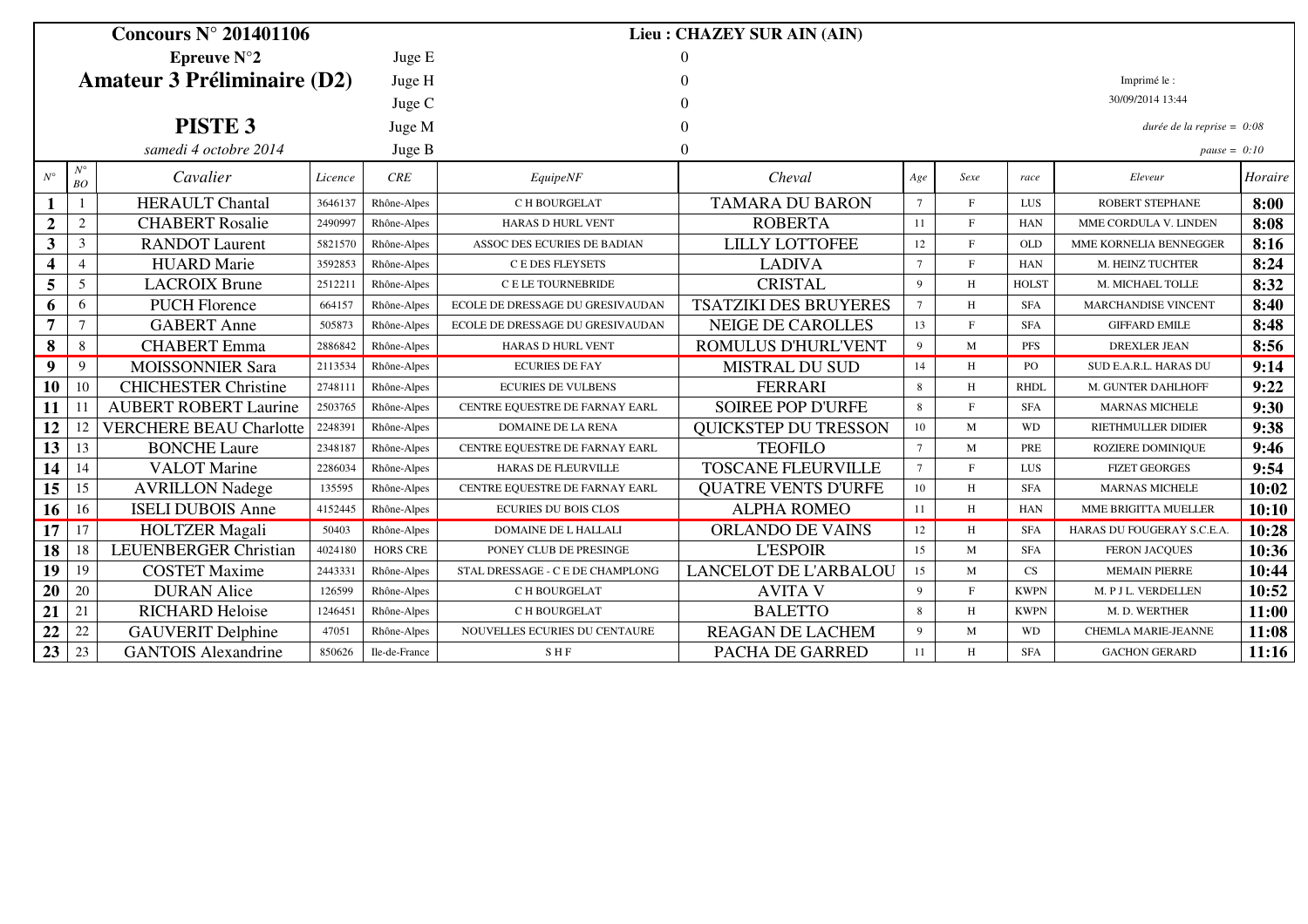**Concours N° 201401106**

**Lieu : CHAZEY SUR AIN (AIN)**

**Epreuve N°2**

**Amateur 3 Préliminaire (D2)**

**PISTE 3**

*samedi 4 octobre 2014*

Juge E 0

Juge H 0

Juge C 0

Juge M 0

Juge B 0

Imprimé le : 30/09/2014 13:44

*durée de la reprise = 0:08*

*pause = 0:10*

| *N°* | *N° BO* | *Cavalier* | *Licence* | *CRE* | *EquipeNF* | *Cheval* | *Age* | *Sexe* | *race* | *Eleveur* | *Horaire* |
|---|---|---|---|---|---|---|---|---|---|---|---|
| **1** | 1 | HERAULT Chantal | 3646137 | Rhône-Alpes | C H BOURGELAT | TAMARA DU BARON | 7 | F | LUS | ROBERT STEPHANE | **8:00** |
| **2** | 2 | CHABERT Rosalie | 2490997 | Rhône-Alpes | HARAS D HURL VENT | ROBERTA | 11 | F | HAN | MME CORDULA V. LINDEN | **8:08** |
| **3** | 3 | RANDOT Laurent | 5821570 | Rhône-Alpes | ASSOC DES ECURIES DE BADIAN | LILLY LOTTOFEE | 12 | F | OLD | MME KORNELIA BENNEGGER | **8:16** |
| **4** | 4 | HUARD Marie | 3592853 | Rhône-Alpes | C E DES FLEYSETS | LADIVA | 7 | F | HAN | M. HEINZ TUCHTER | **8:24** |
| **5** | 5 | LACROIX Brune | 2512211 | Rhône-Alpes | C E LE TOURNEBRIDE | CRISTAL | 9 | H | HOLST | M. MICHAEL TOLLE | **8:32** |
| **6** | 6 | PUCH Florence | 664157 | Rhône-Alpes | ECOLE DE DRESSAGE DU GRESIVAUDAN | TSATZIKI DES BRUYERES | 7 | H | SFA | MARCHANDISE VINCENT | **8:40** |
| **7** | 7 | GABERT Anne | 505873 | Rhône-Alpes | ECOLE DE DRESSAGE DU GRESIVAUDAN | NEIGE DE CAROLLES | 13 | F | SFA | GIFFARD EMILE | **8:48** |
| **8** | 8 | CHABERT Emma | 2886842 | Rhône-Alpes | HARAS D HURL VENT | ROMULUS D'HURL'VENT | 9 | M | PFS | DREXLER JEAN | **8:56** |
| **9** | 9 | MOISSONNIER Sara | 2113534 | Rhône-Alpes | ECURIES DE FAY | MISTRAL DU SUD | 14 | H | PO | SUD E.A.R.L. HARAS DU | **9:14** |
| **10** | 10 | CHICHESTER Christine | 2748111 | Rhône-Alpes | ECURIES DE VULBENS | FERRARI | 8 | H | RHDL | M. GUNTER DAHLHOFF | **9:22** |
| **11** | 11 | AUBERT ROBERT Laurine | 2503765 | Rhône-Alpes | CENTRE EQUESTRE DE FARNAY EARL | SOIREE POP D'URFE | 8 | F | SFA | MARNAS MICHELE | **9:30** |
| **12** | 12 | VERCHERE BEAU Charlotte | 2248391 | Rhône-Alpes | DOMAINE DE LA RENA | QUICKSTEP DU TRESSON | 10 | M | WD | RIETHMULLER DIDIER | **9:38** |
| **13** | 13 | BONCHE Laure | 2348187 | Rhône-Alpes | CENTRE EQUESTRE DE FARNAY EARL | TEOFILO | 7 | M | PRE | ROZIERE DOMINIQUE | **9:46** |
| **14** | 14 | VALOT Marine | 2286034 | Rhône-Alpes | HARAS DE FLEURVILLE | TOSCANE FLEURVILLE | 7 | F | LUS | FIZET GEORGES | **9:54** |
| **15** | 15 | AVRILLON Nadege | 135595 | Rhône-Alpes | CENTRE EQUESTRE DE FARNAY EARL | QUATRE VENTS D'URFE | 10 | H | SFA | MARNAS MICHELE | **10:02** |
| **16** | 16 | ISELI DUBOIS Anne | 4152445 | Rhône-Alpes | ECURIES DU BOIS CLOS | ALPHA ROMEO | 11 | H | HAN | MME BRIGITTA MUELLER | **10:10** |
| **17** | 17 | HOLTZER Magali | 50403 | Rhône-Alpes | DOMAINE DE L HALLALI | ORLANDO DE VAINS | 12 | H | SFA | HARAS DU FOUGERAY S.C.E.A. | **10:28** |
| **18** | 18 | LEUENBERGER Christian | 4024180 | HORS CRE | PONEY CLUB DE PRESINGE | L'ESPOIR | 15 | M | SFA | FERON JACQUES | **10:36** |
| **19** | 19 | COSTET Maxime | 2443331 | Rhône-Alpes | STAL DRESSAGE - C E DE CHAMPLONG | LANCELOT DE L'ARBALOU | 15 | M | CS | MEMAIN PIERRE | **10:44** |
| **20** | 20 | DURAN Alice | 126599 | Rhône-Alpes | C H BOURGELAT | AVITA V | 9 | F | KWPN | M. P J L. VERDELLEN | **10:52** |
| **21** | 21 | RICHARD Heloise | 1246451 | Rhône-Alpes | C H BOURGELAT | BALETTO | 8 | H | KWPN | M. D. WERTHER | **11:00** |
| **22** | 22 | GAUVERIT Delphine | 47051 | Rhône-Alpes | NOUVELLES ECURIES DU CENTAURE | REAGAN DE LACHEM | 9 | M | WD | CHEMLA MARIE-JEANNE | **11:08** |
| **23** | 23 | GANTOIS Alexandrine | 850626 | Ile-de-France | S H F | PACHA DE GARRED | 11 | H | SFA | GACHON GERARD | **11:16** |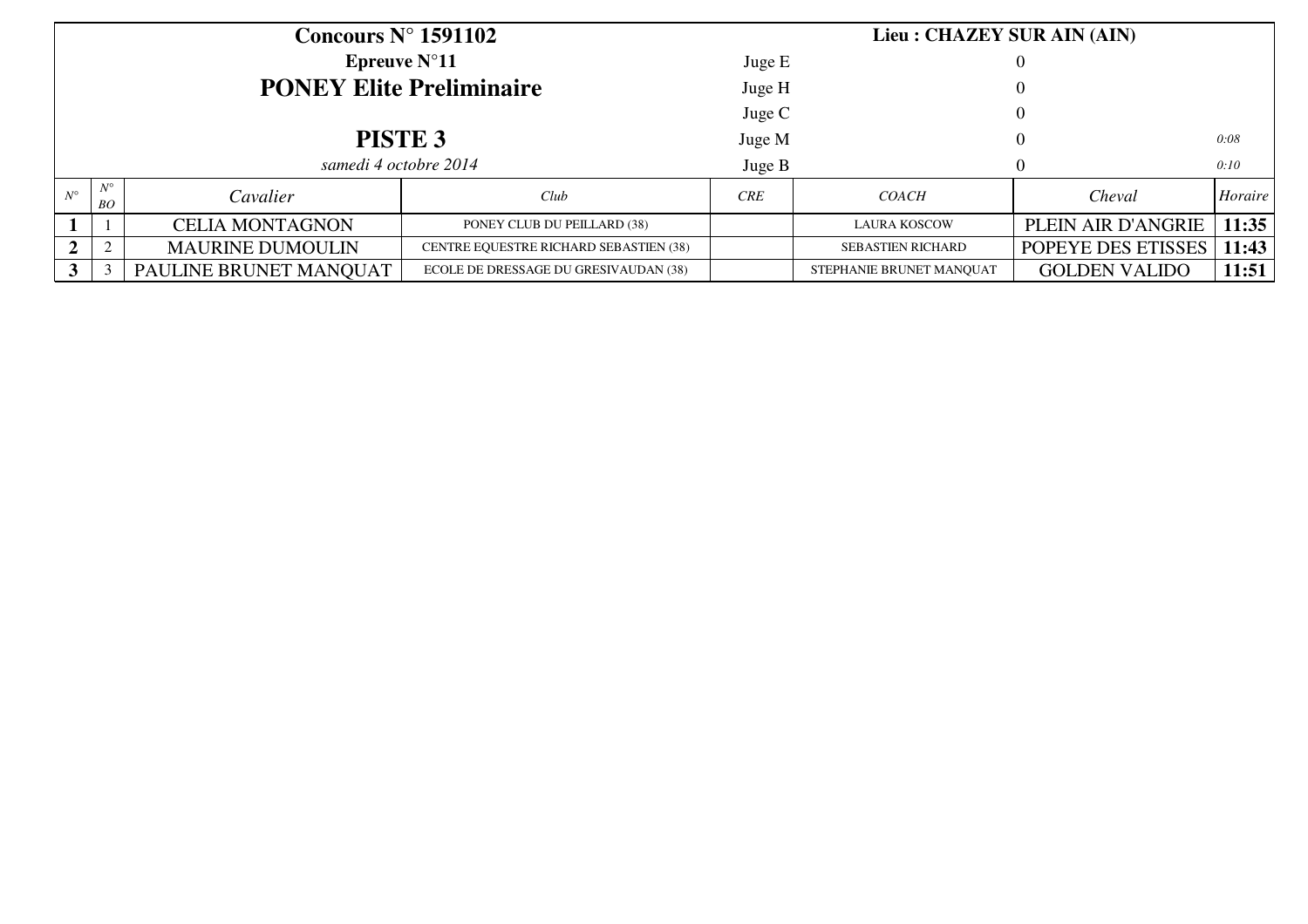**Concours N° 1591102**

**Lieu : CHAZEY SUR AIN (AIN)**

**Epreuve N°11**

## PONEY Elite Preliminaire

## PISTE 3

*samedi 4 octobre 2014*

| Juge | | |
|---|---|---|
| Juge E | 0 | |
| Juge H | 0 | |
| Juge C | 0 | |
| Juge M | 0 | *0:08* |
| Juge B | 0 | *0:10* |

| *N°* | *N° BO* | *Cavalier* | *Club* | *CRE* | *COACH* | *Cheval* | *Horaire* |
|---|---|---|---|---|---|---|---|
| **1** | 1 | CELIA MONTAGNON | PONEY CLUB DU PEILLARD (38) | | LAURA KOSCOW | PLEIN AIR D'ANGRIE | **11:35** |
| **2** | 2 | MAURINE DUMOULIN | CENTRE EQUESTRE RICHARD SEBASTIEN (38) | | SEBASTIEN RICHARD | POPEYE DES ETISSES | **11:43** |
| **3** | 3 | PAULINE BRUNET MANQUAT | ECOLE DE DRESSAGE DU GRESIVAUDAN (38) | | STEPHANIE BRUNET MANQUAT | GOLDEN VALIDO | **11:51** |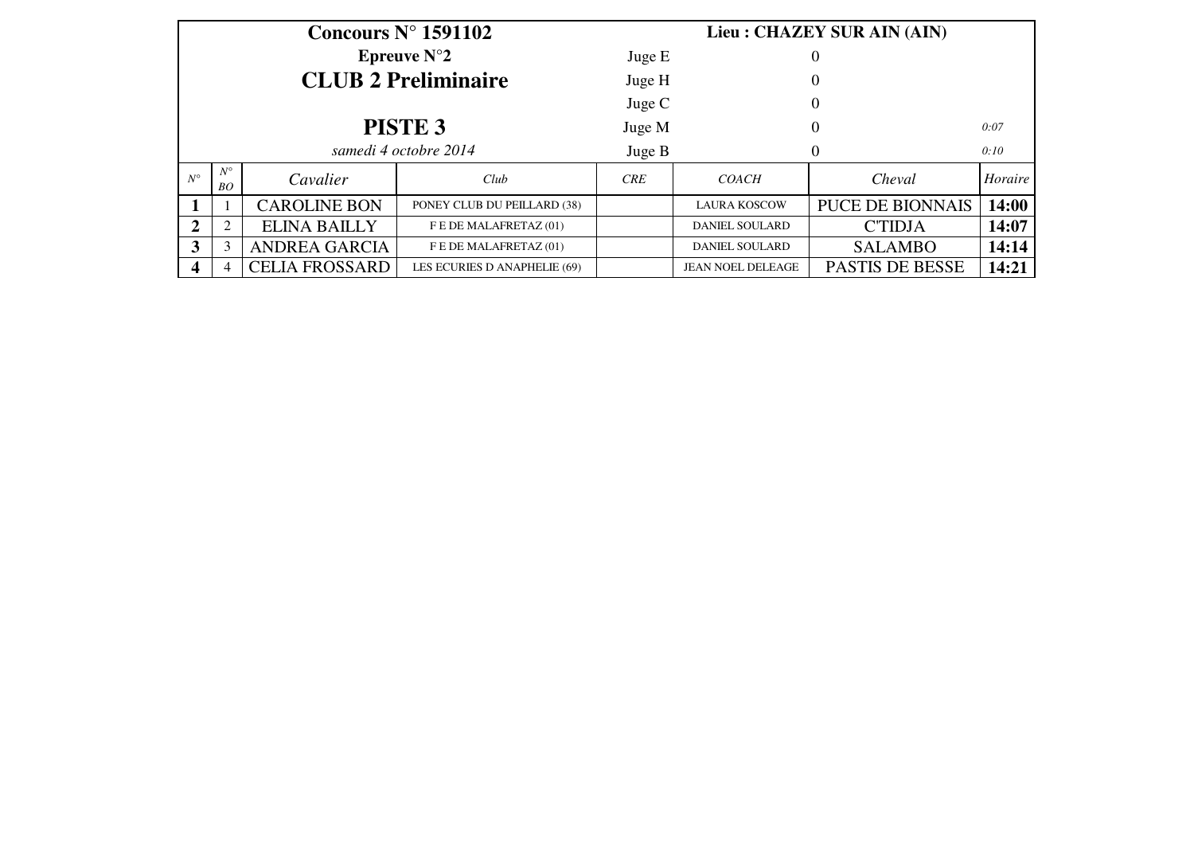| **Concours N° 1591102** | | | | **Lieu : CHAZEY SUR AIN (AIN)** | | | |
|---|---|---|---|---|---|---|---|
| **Epreuve N°2** | | | | Juge E | 0 | | |
| **CLUB 2 Preliminaire** | | | | Juge H | 0 | | |
| | | | | Juge C | 0 | | |
| **PISTE 3** | | | | Juge M | 0 | | *0:07* |
| *samedi 4 octobre 2014* | | | | Juge B | 0 | | *0:10* |

| *N°* | *N° BO* | *Cavalier* | *Club* | *CRE* | *COACH* | *Cheval* | *Horaire* |
|---|---|---|---|---|---|---|---|
| **1** | 1 | CAROLINE BON | PONEY CLUB DU PEILLARD (38) | | LAURA KOSCOW | PUCE DE BIONNAIS | **14:00** |
| **2** | 2 | ELINA BAILLY | F E DE MALAFRETAZ (01) | | DANIEL SOULARD | C'TIDJA | **14:07** |
| **3** | 3 | ANDREA GARCIA | F E DE MALAFRETAZ (01) | | DANIEL SOULARD | SALAMBO | **14:14** |
| **4** | 4 | CELIA FROSSARD | LES ECURIES D ANAPHELIE (69) | | JEAN NOEL DELEAGE | PASTIS DE BESSE | **14:21** |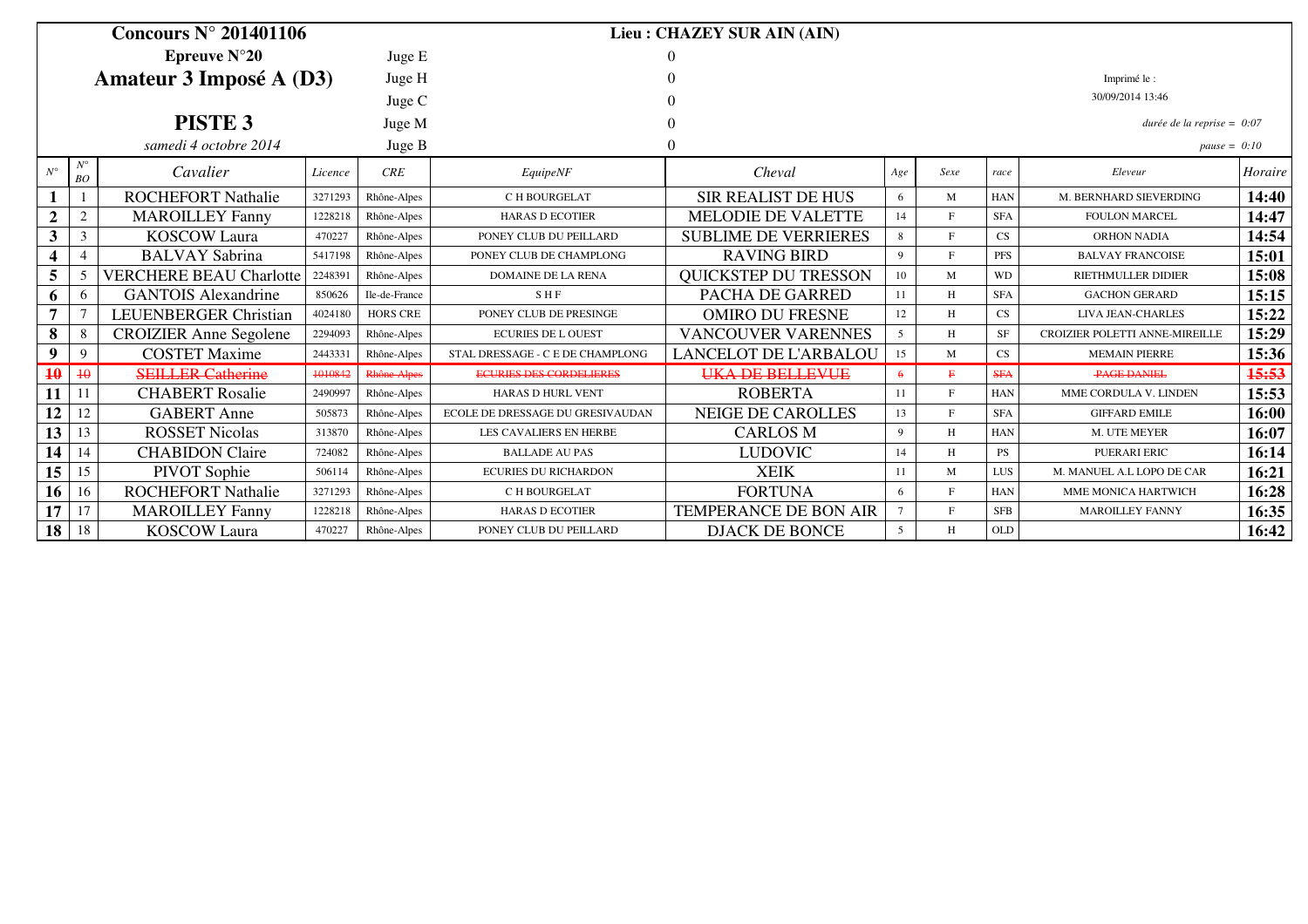**Concours N° 201401106**

**Epreuve N°20**

**Amateur 3 Imposé A (D3)**

**PISTE 3**

*samedi 4 octobre 2014*

**Lieu : CHAZEY SUR AIN (AIN)**

Juge E 0
Juge H 0
Juge C 0
Juge M 0
Juge B 0

Imprimé le :
30/09/2014 13:46

*durée de la reprise = 0:07*

*pause = 0:10*

| N° | N° BO | Cavalier | Licence | CRE | EquipeNF | Cheval | Age | Sexe | race | Eleveur | Horaire |
|---|---|---|---|---|---|---|---|---|---|---|---|
| **1** | 1 | ROCHEFORT Nathalie | 3271293 | Rhône-Alpes | C H BOURGELAT | SIR REALIST DE HUS | 6 | M | HAN | M. BERNHARD SIEVERDING | **14:40** |
| **2** | 2 | MAROILLEY Fanny | 1228218 | Rhône-Alpes | HARAS D ECOTIER | MELODIE DE VALETTE | 14 | F | SFA | FOULON MARCEL | **14:47** |
| **3** | 3 | KOSCOW Laura | 470227 | Rhône-Alpes | PONEY CLUB DU PEILLARD | SUBLIME DE VERRIERES | 8 | F | CS | ORHON NADIA | **14:54** |
| **4** | 4 | BALVAY Sabrina | 5417198 | Rhône-Alpes | PONEY CLUB DE CHAMPLONG | RAVING BIRD | 9 | F | PFS | BALVAY FRANCOISE | **15:01** |
| **5** | 5 | VERCHERE BEAU Charlotte | 2248391 | Rhône-Alpes | DOMAINE DE LA RENA | QUICKSTEP DU TRESSON | 10 | M | WD | RIETHMULLER DIDIER | **15:08** |
| **6** | 6 | GANTOIS Alexandrine | 850626 | Ile-de-France | S H F | PACHA DE GARRED | 11 | H | SFA | GACHON GERARD | **15:15** |
| **7** | 7 | LEUENBERGER Christian | 4024180 | HORS CRE | PONEY CLUB DE PRESINGE | OMIRO DU FRESNE | 12 | H | CS | LIVA JEAN-CHARLES | **15:22** |
| **8** | 8 | CROIZIER Anne Segolene | 2294093 | Rhône-Alpes | ECURIES DE L OUEST | VANCOUVER VARENNES | 5 | H | SF | CROIZIER POLETTI ANNE-MIREILLE | **15:29** |
| **9** | 9 | COSTET Maxime | 2443331 | Rhône-Alpes | STAL DRESSAGE - C E DE CHAMPLONG | LANCELOT DE L'ARBALOU | 15 | M | CS | MEMAIN PIERRE | **15:36** |
| ~~**10**~~ | ~~10~~ | ~~SEILLER Catherine~~ | ~~1010842~~ | ~~Rhône-Alpes~~ | ~~ECURIES DES CORDELIERES~~ | ~~UKA DE BELLEVUE~~ | ~~6~~ | ~~F~~ | ~~SFA~~ | ~~PAGE DANIEL~~ | ~~**15:53**~~ |
| **11** | 11 | CHABERT Rosalie | 2490997 | Rhône-Alpes | HARAS D HURL VENT | ROBERTA | 11 | F | HAN | MME CORDULA V. LINDEN | **15:53** |
| **12** | 12 | GABERT Anne | 505873 | Rhône-Alpes | ECOLE DE DRESSAGE DU GRESIVAUDAN | NEIGE DE CAROLLES | 13 | F | SFA | GIFFARD EMILE | **16:00** |
| **13** | 13 | ROSSET Nicolas | 313870 | Rhône-Alpes | LES CAVALIERS EN HERBE | CARLOS M | 9 | H | HAN | M. UTE MEYER | **16:07** |
| **14** | 14 | CHABIDON Claire | 724082 | Rhône-Alpes | BALLADE AU PAS | LUDOVIC | 14 | H | PS | PUERARI ERIC | **16:14** |
| **15** | 15 | PIVOT Sophie | 506114 | Rhône-Alpes | ECURIES DU RICHARDON | XEIK | 11 | M | LUS | M. MANUEL A.L LOPO DE CAR | **16:21** |
| **16** | 16 | ROCHEFORT Nathalie | 3271293 | Rhône-Alpes | C H BOURGELAT | FORTUNA | 6 | F | HAN | MME MONICA HARTWICH | **16:28** |
| **17** | 17 | MAROILLEY Fanny | 1228218 | Rhône-Alpes | HARAS D ECOTIER | TEMPERANCE DE BON AIR | 7 | F | SFB | MAROILLEY FANNY | **16:35** |
| **18** | 18 | KOSCOW Laura | 470227 | Rhône-Alpes | PONEY CLUB DU PEILLARD | DJACK DE BONCE | 5 | H | OLD | | **16:42** |